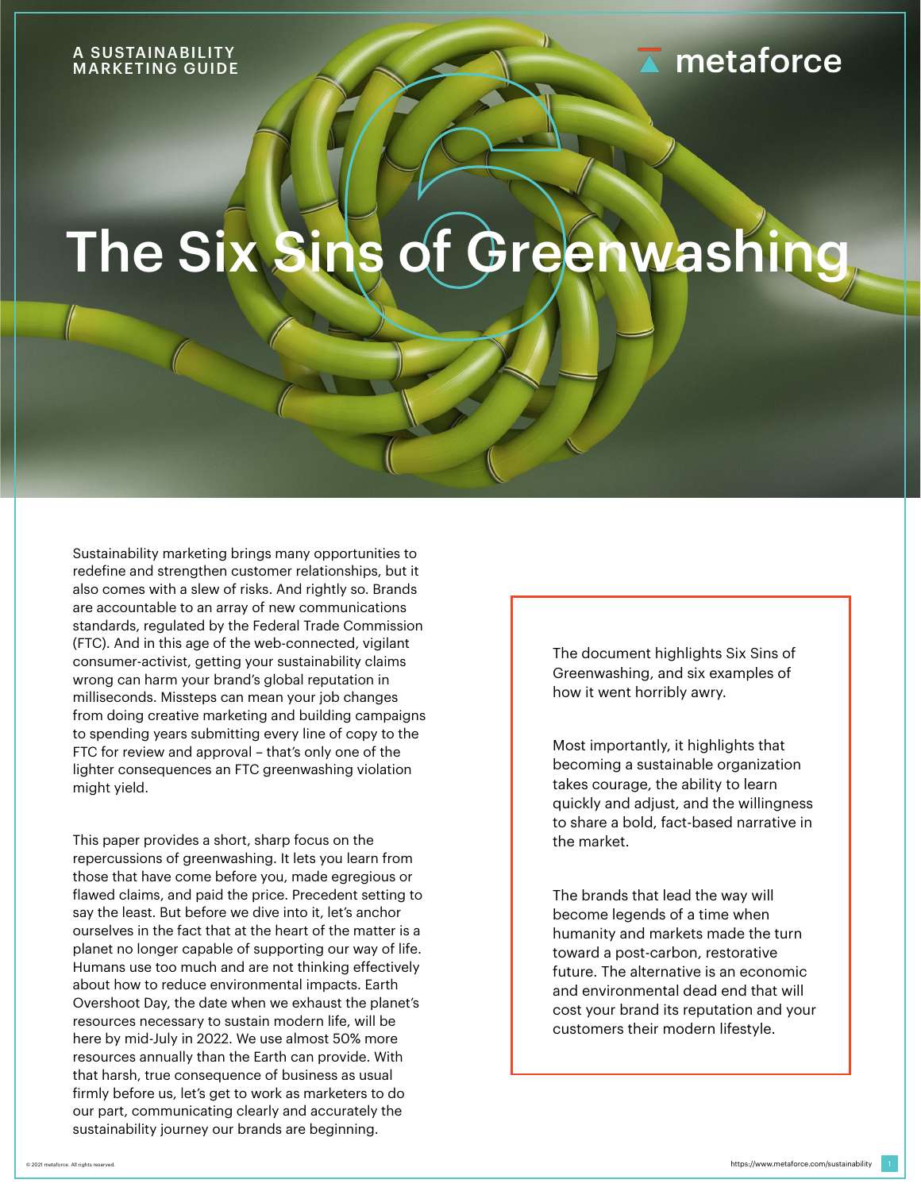A SUSTAINABILITY MARKETING GUIDE

metaforce

# The Six Sins of Greenwashing

Sustainability marketing brings many opportunities to redefine and strengthen customer relationships, but it also comes with a slew of risks. And rightly so. Brands are accountable to an array of new communications standards, regulated by the Federal Trade Commission (FTC). And in this age of the web-connected, vigilant consumer-activist, getting your sustainability claims wrong can harm your brand's global reputation in milliseconds. Missteps can mean your job changes from doing creative marketing and building campaigns to spending years submitting every line of copy to the FTC for review and approval – that's only one of the lighter consequences an FTC greenwashing violation might yield.

This paper provides a short, sharp focus on the repercussions of greenwashing. It lets you learn from those that have come before you, made egregious or flawed claims, and paid the price. Precedent setting to say the least. But before we dive into it, let's anchor ourselves in the fact that at the heart of the matter is a planet no longer capable of supporting our way of life. Humans use too much and are not thinking effectively about how to reduce environmental impacts. Earth Overshoot Day, the date when we exhaust the planet's resources necessary to sustain modern life, will be here by mid-July in 2022. We use almost 50% more resources annually than the Earth can provide. With that harsh, true consequence of business as usual firmly before us, let's get to work as marketers to do our part, communicating clearly and accurately the sustainability journey our brands are beginning.

The document highlights Six Sins of Greenwashing, and six examples of how it went horribly awry.

Most importantly, it highlights that becoming a sustainable organization takes courage, the ability to learn quickly and adjust, and the willingness to share a bold, fact-based narrative in the market.

The brands that lead the way will become legends of a time when humanity and markets made the turn toward a post-carbon, restorative future. The alternative is an economic and environmental dead end that will cost your brand its reputation and your customers their modern lifestyle.

© 2021 metaforce. All rights reserved.

https://www.metaforce.com/sustainability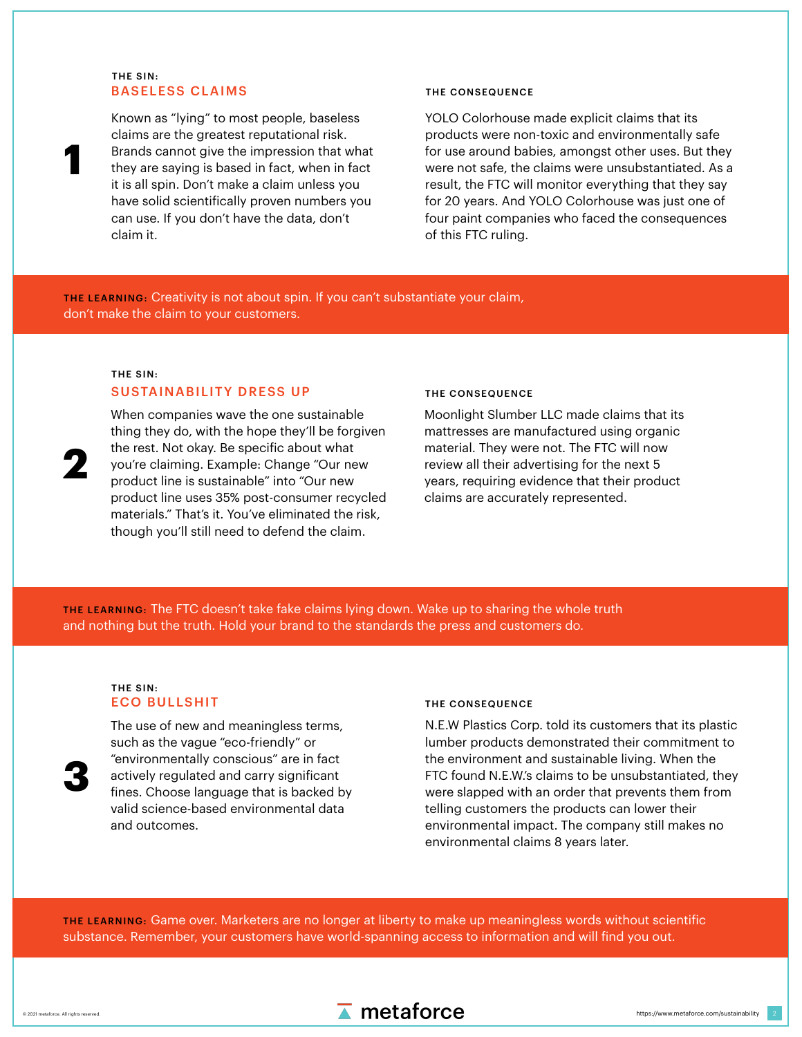## 1

**THE SIN:**
### BASELESS CLAIMS

Known as "lying" to most people, baseless claims are the greatest reputational risk. Brands cannot give the impression that what they are saying is based in fact, when in fact it is all spin. Don't make a claim unless you have solid scientifically proven numbers you can use. If you don't have the data, don't claim it.

**THE CONSEQUENCE**

YOLO Colorhouse made explicit claims that its products were non-toxic and environmentally safe for use around babies, amongst other uses. But they were not safe, the claims were unsubstantiated. As a result, the FTC will monitor everything that they say for 20 years. And YOLO Colorhouse was just one of four paint companies who faced the consequences of this FTC ruling.

**THE LEARNING:** Creativity is not about spin. If you can't substantiate your claim, don't make the claim to your customers.

## 2

**THE SIN:**
### SUSTAINABILITY DRESS UP

When companies wave the one sustainable thing they do, with the hope they'll be forgiven the rest. Not okay. Be specific about what you're claiming. Example: Change "Our new product line is sustainable" into "Our new product line uses 35% post-consumer recycled materials." That's it. You've eliminated the risk, though you'll still need to defend the claim.

**THE CONSEQUENCE**

Moonlight Slumber LLC made claims that its mattresses are manufactured using organic material. They were not. The FTC will now review all their advertising for the next 5 years, requiring evidence that their product claims are accurately represented.

**THE LEARNING:** The FTC doesn't take fake claims lying down. Wake up to sharing the whole truth and nothing but the truth. Hold your brand to the standards the press and customers do.

## 3

**THE SIN:**
### ECO BULLSHIT

The use of new and meaningless terms, such as the vague "eco-friendly" or "environmentally conscious" are in fact actively regulated and carry significant fines. Choose language that is backed by valid science-based environmental data and outcomes.

**THE CONSEQUENCE**

N.E.W Plastics Corp. told its customers that its plastic lumber products demonstrated their commitment to the environment and sustainable living. When the FTC found N.E.W.'s claims to be unsubstantiated, they were slapped with an order that prevents them from telling customers the products can lower their environmental impact. The company still makes no environmental claims 8 years later.

**THE LEARNING:** Game over. Marketers are no longer at liberty to make up meaningless words without scientific substance. Remember, your customers have world-spanning access to information and will find you out.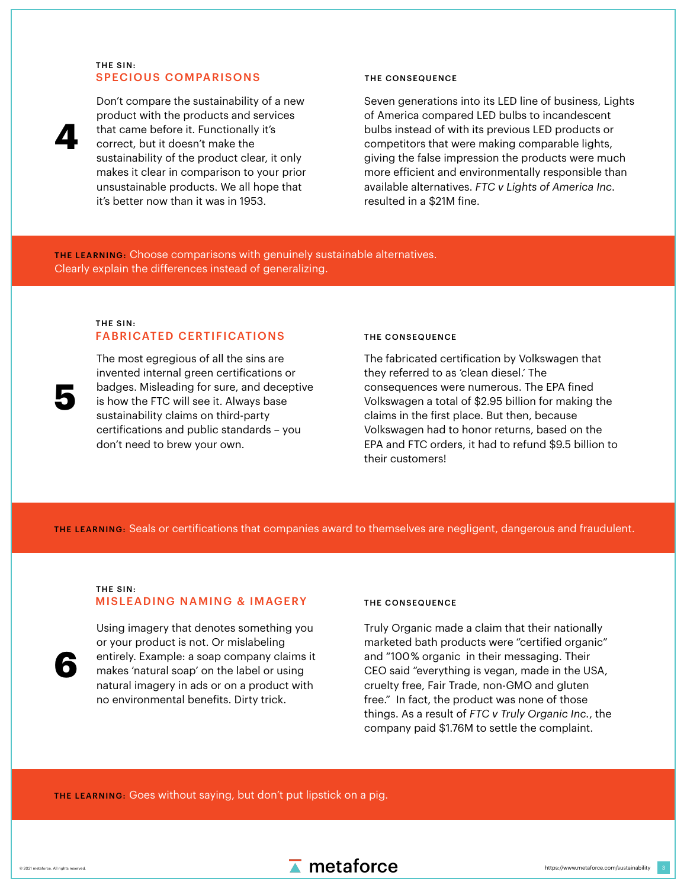## 4

**THE SIN:**

### SPECIOUS COMPARISONS

Don't compare the sustainability of a new product with the products and services that came before it. Functionally it's correct, but it doesn't make the sustainability of the product clear, it only makes it clear in comparison to your prior unsustainable products. We all hope that it's better now than it was in 1953.

**THE CONSEQUENCE**

Seven generations into its LED line of business, Lights of America compared LED bulbs to incandescent bulbs instead of with its previous LED products or competitors that were making comparable lights, giving the false impression the products were much more efficient and environmentally responsible than available alternatives. *FTC v Lights of America Inc.* resulted in a $21M fine.

**THE LEARNING:** Choose comparisons with genuinely sustainable alternatives. Clearly explain the differences instead of generalizing.

## 5

**THE SIN:**

### FABRICATED CERTIFICATIONS

The most egregious of all the sins are invented internal green certifications or badges. Misleading for sure, and deceptive is how the FTC will see it. Always base sustainability claims on third-party certifications and public standards – you don't need to brew your own.

**THE CONSEQUENCE**

The fabricated certification by Volkswagen that they referred to as 'clean diesel.' The consequences were numerous. The EPA fined Volkswagen a total of $2.95 billion for making the claims in the first place. But then, because Volkswagen had to honor returns, based on the EPA and FTC orders, it had to refund $9.5 billion to their customers!

**THE LEARNING:** Seals or certifications that companies award to themselves are negligent, dangerous and fraudulent.

## 6

**THE SIN:**

### MISLEADING NAMING & IMAGERY

Using imagery that denotes something you or your product is not. Or mislabeling entirely. Example: a soap company claims it makes 'natural soap' on the label or using natural imagery in ads or on a product with no environmental benefits. Dirty trick.

**THE CONSEQUENCE**

Truly Organic made a claim that their nationally marketed bath products were "certified organic" and "100% organic in their messaging. Their CEO said "everything is vegan, made in the USA, cruelty free, Fair Trade, non-GMO and gluten free." In fact, the product was none of those things. As a result of *FTC v Truly Organic Inc.*, the company paid $1.76M to settle the complaint.

**THE LEARNING:** Goes without saying, but don't put lipstick on a pig.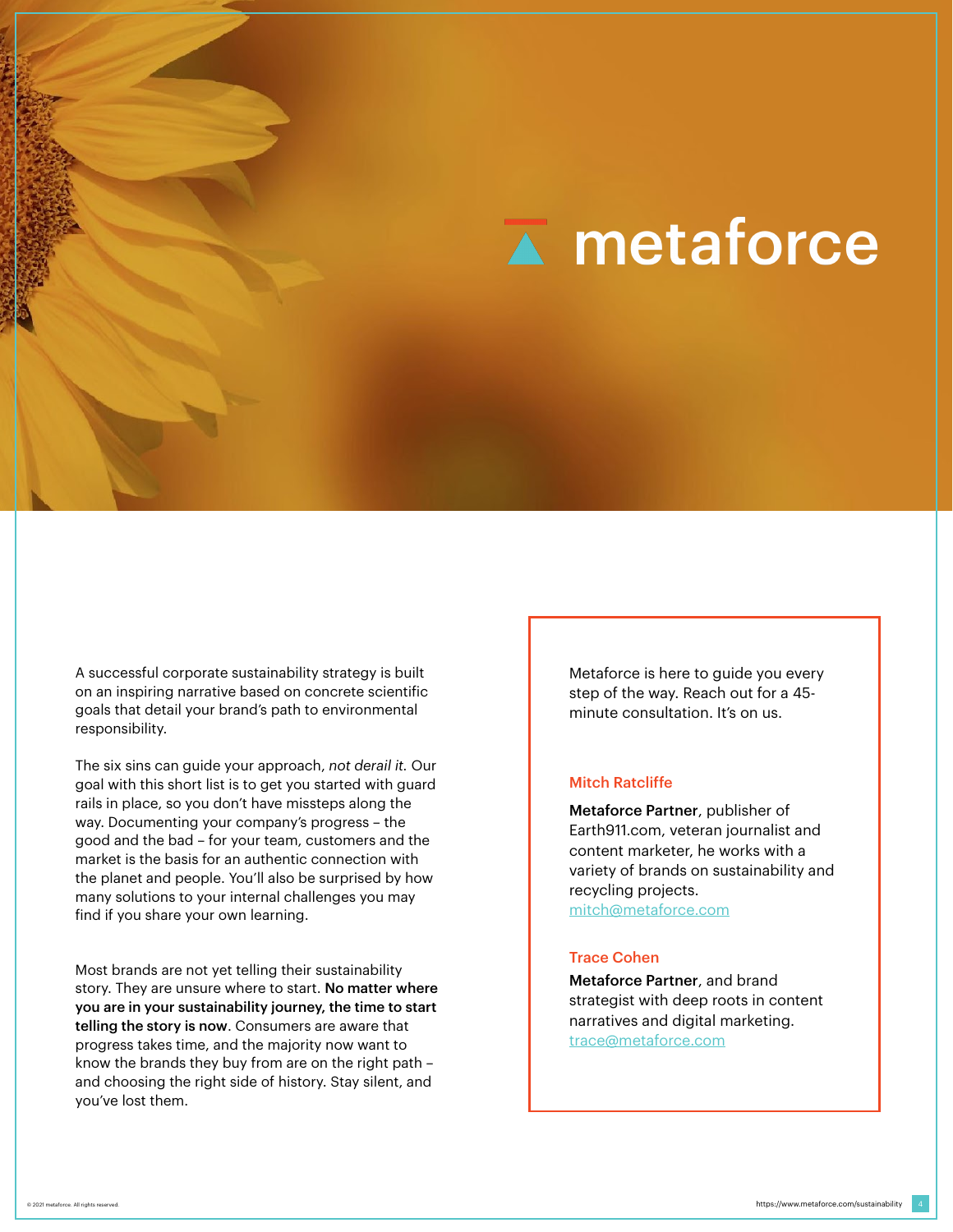# metaforce

A successful corporate sustainability strategy is built on an inspiring narrative based on concrete scientific goals that detail your brand's path to environmental responsibility.

The six sins can guide your approach, *not derail it.* Our goal with this short list is to get you started with guard rails in place, so you don't have missteps along the way. Documenting your company's progress – the good and the bad – for your team, customers and the market is the basis for an authentic connection with the planet and people. You'll also be surprised by how many solutions to your internal challenges you may find if you share your own learning.

Most brands are not yet telling their sustainability story. They are unsure where to start. **No matter where you are in your sustainability journey, the time to start telling the story is now**. Consumers are aware that progress takes time, and the majority now want to know the brands they buy from are on the right path – and choosing the right side of history. Stay silent, and you've lost them.

Metaforce is here to guide you every step of the way. Reach out for a 45-minute consultation. It's on us.

### Mitch Ratcliffe

**Metaforce Partner**, publisher of Earth911.com, veteran journalist and content marketer, he works with a variety of brands on sustainability and recycling projects.
mitch@metaforce.com

### Trace Cohen

**Metaforce Partner**, and brand strategist with deep roots in content narratives and digital marketing.
trace@metaforce.com

© 2021 metaforce. All rights reserved.

https://www.metaforce.com/sustainability